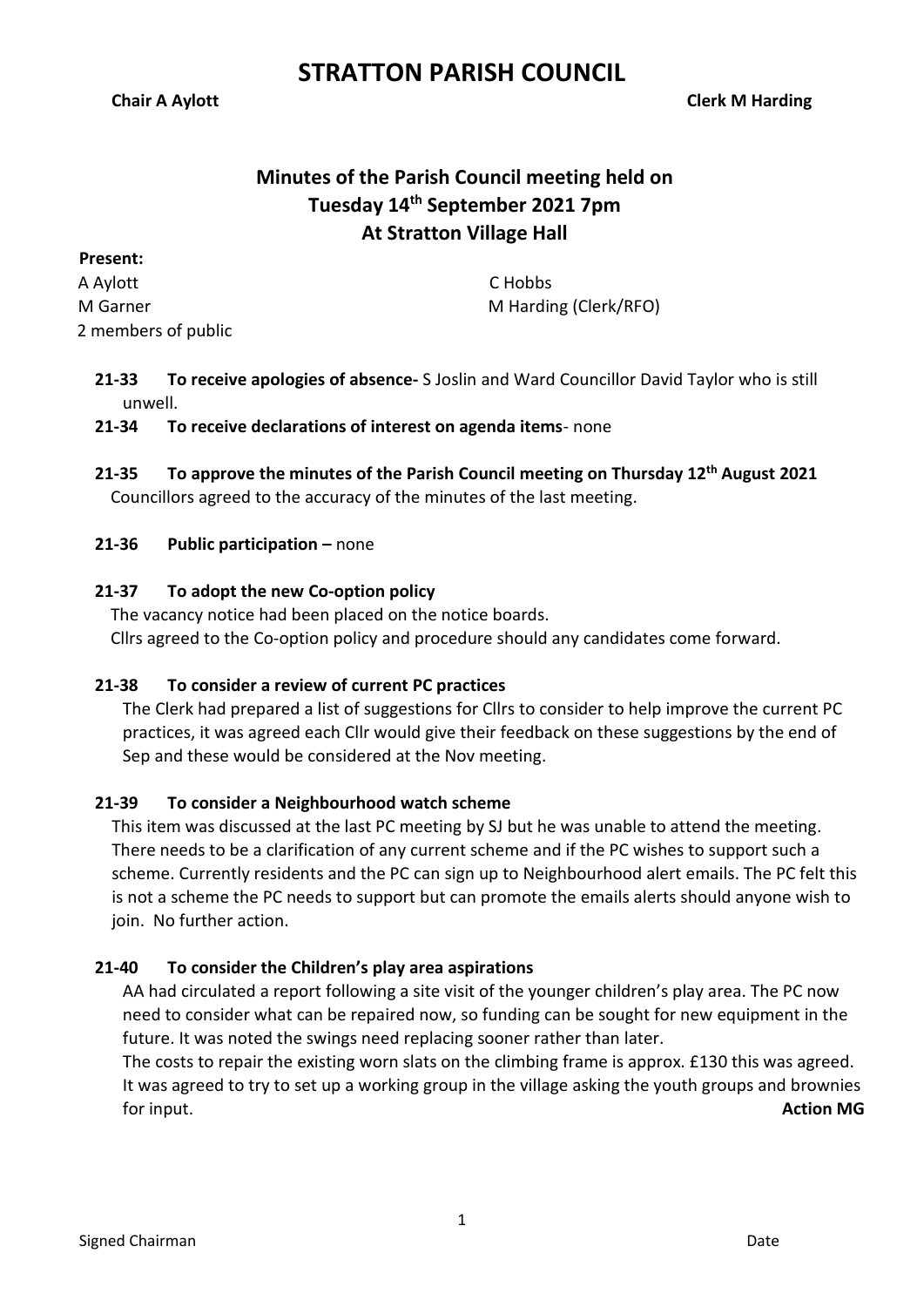# STRATTON PARISH COUNCIL

**Chair A Aylott** **Clerk M Harding**

## Minutes of the Parish Council meeting held on Tuesday 14th September 2021 7pm At Stratton Village Hall

**Present:**

A Aylott
C Hobbs
M Garner
M Harding (Clerk/RFO)
2 members of public

**21-33 To receive apologies of absence-** S Joslin and Ward Councillor David Taylor who is still unwell.

**21-34 To receive declarations of interest on agenda items**- none

**21-35 To approve the minutes of the Parish Council meeting on Thursday 12th August 2021**
Councillors agreed to the accuracy of the minutes of the last meeting.

**21-36 Public participation –** none

**21-37 To adopt the new Co-option policy**
The vacancy notice had been placed on the notice boards.
Cllrs agreed to the Co-option policy and procedure should any candidates come forward.

**21-38 To consider a review of current PC practices**
The Clerk had prepared a list of suggestions for Cllrs to consider to help improve the current PC practices, it was agreed each Cllr would give their feedback on these suggestions by the end of Sep and these would be considered at the Nov meeting.

**21-39 To consider a Neighbourhood watch scheme**
This item was discussed at the last PC meeting by SJ but he was unable to attend the meeting. There needs to be a clarification of any current scheme and if the PC wishes to support such a scheme. Currently residents and the PC can sign up to Neighbourhood alert emails. The PC felt this is not a scheme the PC needs to support but can promote the emails alerts should anyone wish to join. No further action.

**21-40 To consider the Children's play area aspirations**
AA had circulated a report following a site visit of the younger children's play area. The PC now need to consider what can be repaired now, so funding can be sought for new equipment in the future. It was noted the swings need replacing sooner rather than later.
The costs to repair the existing worn slats on the climbing frame is approx. £130 this was agreed. It was agreed to try to set up a working group in the village asking the youth groups and brownies for input. **Action MG**

Signed Chairman Date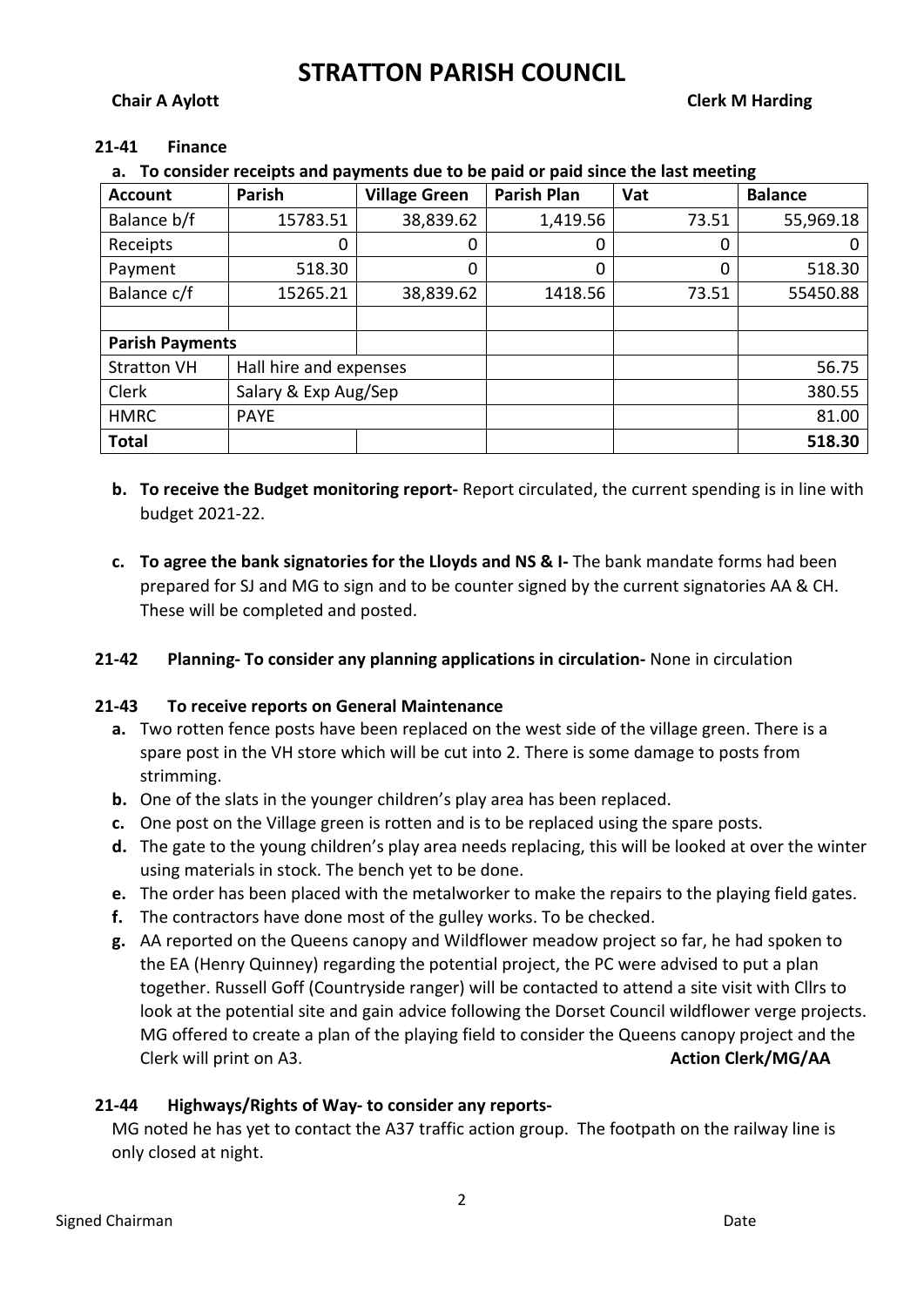# STRATTON PARISH COUNCIL

**Chair A Aylott** **Clerk M Harding**

### 21-41 Finance

**a. To consider receipts and payments due to be paid or paid since the last meeting**

| Account | Parish | Village Green | Parish Plan | Vat | Balance |
|---|---|---|---|---|---|
| Balance b/f | 15783.51 | 38,839.62 | 1,419.56 | 73.51 | 55,969.18 |
| Receipts | 0 | 0 | 0 | 0 | 0 |
| Payment | 518.30 | 0 | 0 | 0 | 518.30 |
| Balance c/f | 15265.21 | 38,839.62 | 1418.56 | 73.51 | 55450.88 |
| | | | | | |
| **Parish Payments** | | | | | |
| Stratton VH | Hall hire and expenses | | | | 56.75 |
| Clerk | Salary & Exp Aug/Sep | | | | 380.55 |
| HMRC | PAYE | | | | 81.00 |
| **Total** | | | | | **518.30** |

**b. To receive the Budget monitoring report-** Report circulated, the current spending is in line with budget 2021-22.

**c. To agree the bank signatories for the Lloyds and NS & I-** The bank mandate forms had been prepared for SJ and MG to sign and to be counter signed by the current signatories AA & CH. These will be completed and posted.

### 21-42 Planning- To consider any planning applications in circulation- None in circulation

### 21-43 To receive reports on General Maintenance

**a.** Two rotten fence posts have been replaced on the west side of the village green. There is a spare post in the VH store which will be cut into 2. There is some damage to posts from strimming.

**b.** One of the slats in the younger children's play area has been replaced.

**c.** One post on the Village green is rotten and is to be replaced using the spare posts.

**d.** The gate to the young children's play area needs replacing, this will be looked at over the winter using materials in stock. The bench yet to be done.

**e.** The order has been placed with the metalworker to make the repairs to the playing field gates.

**f.** The contractors have done most of the gulley works. To be checked.

**g.** AA reported on the Queens canopy and Wildflower meadow project so far, he had spoken to the EA (Henry Quinney) regarding the potential project, the PC were advised to put a plan together. Russell Goff (Countryside ranger) will be contacted to attend a site visit with Cllrs to look at the potential site and gain advice following the Dorset Council wildflower verge projects. MG offered to create a plan of the playing field to consider the Queens canopy project and the Clerk will print on A3. **Action Clerk/MG/AA**

### 21-44 Highways/Rights of Way- to consider any reports-

MG noted he has yet to contact the A37 traffic action group. The footpath on the railway line is only closed at night.

Signed Chairman Date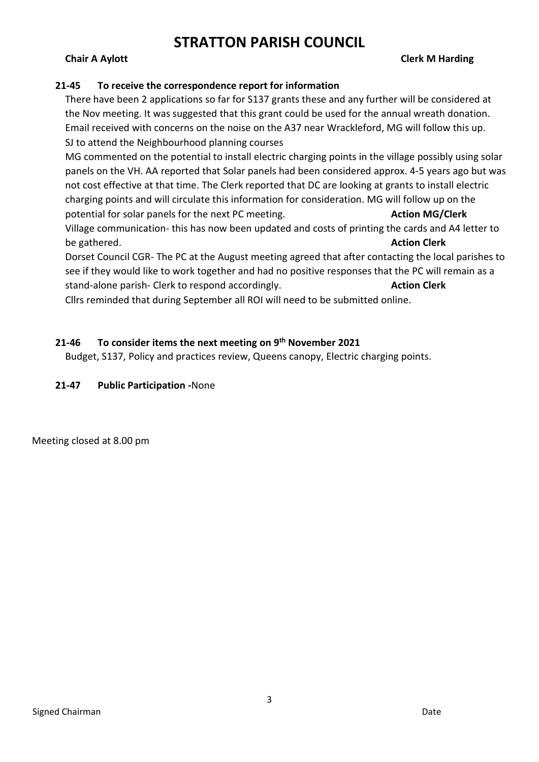# STRATTON PARISH COUNCIL

**Chair A Aylott** **Clerk M Harding**

**21-45 To receive the correspondence report for information**

There have been 2 applications so far for S137 grants these and any further will be considered at the Nov meeting. It was suggested that this grant could be used for the annual wreath donation.

Email received with concerns on the noise on the A37 near Wrackleford, MG will follow this up.

SJ to attend the Neighbourhood planning courses

MG commented on the potential to install electric charging points in the village possibly using solar panels on the VH. AA reported that Solar panels had been considered approx. 4-5 years ago but was not cost effective at that time. The Clerk reported that DC are looking at grants to install electric charging points and will circulate this information for consideration. MG will follow up on the potential for solar panels for the next PC meeting. **Action MG/Clerk**

Village communication- this has now been updated and costs of printing the cards and A4 letter to be gathered. **Action Clerk**

Dorset Council CGR- The PC at the August meeting agreed that after contacting the local parishes to see if they would like to work together and had no positive responses that the PC will remain as a stand-alone parish- Clerk to respond accordingly. **Action Clerk**

Cllrs reminded that during September all ROI will need to be submitted online.

**21-46 To consider items the next meeting on 9th November 2021**

Budget, S137, Policy and practices review, Queens canopy, Electric charging points.

**21-47 Public Participation -**None

Meeting closed at 8.00 pm

Signed Chairman Date